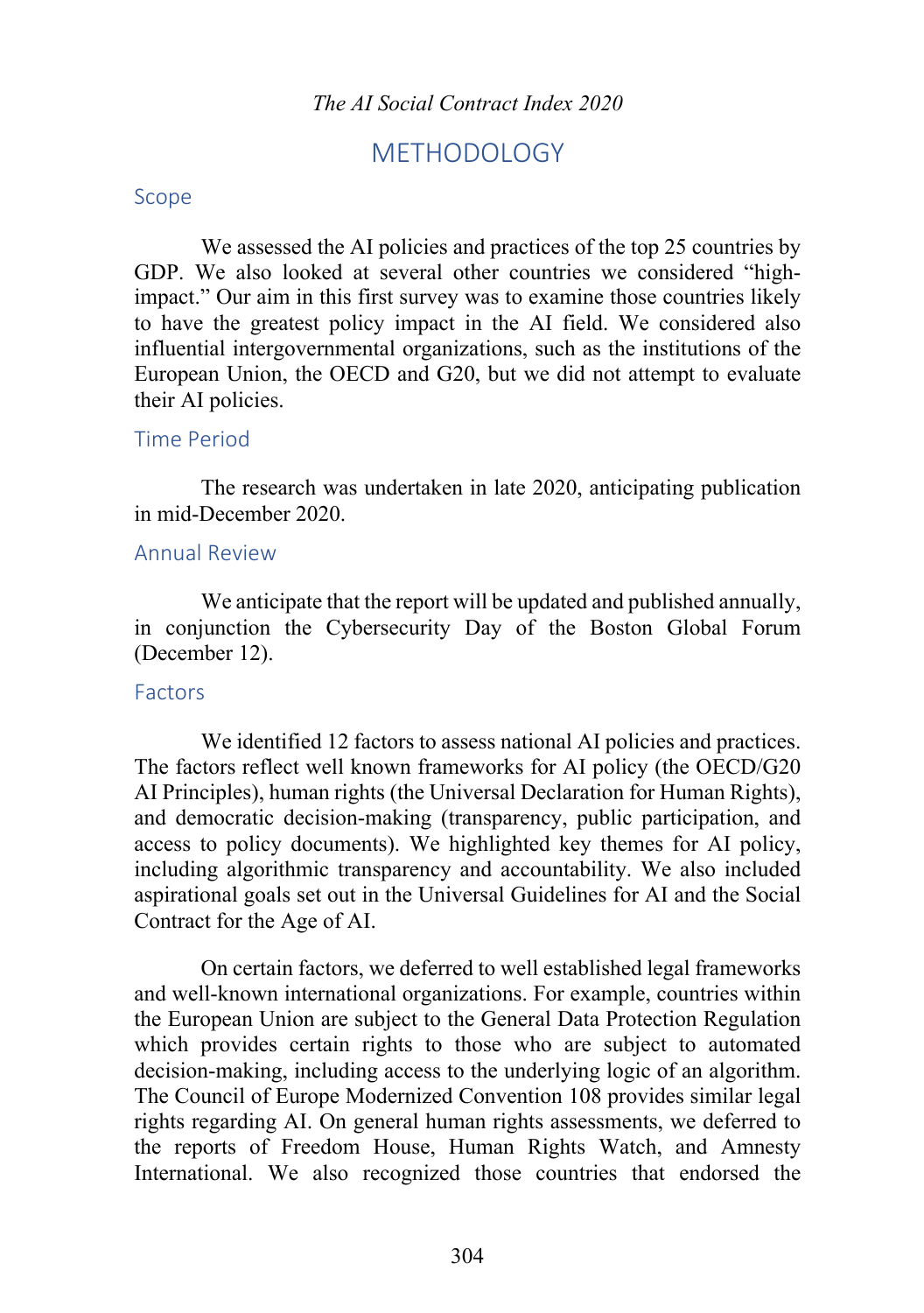# METHODOLOGY

## Scope

We assessed the AI policies and practices of the top 25 countries by GDP. We also looked at several other countries we considered "high-impact." Our aim in this first survey was to examine those countries likely to have the greatest policy impact in the AI field. We considered also influential intergovernmental organizations, such as the institutions of the European Union, the OECD and G20, but we did not attempt to evaluate their AI policies.

## Time Period

The research was undertaken in late 2020, anticipating publication in mid-December 2020.

## Annual Review

We anticipate that the report will be updated and published annually, in conjunction the Cybersecurity Day of the Boston Global Forum (December 12).

## Factors

We identified 12 factors to assess national AI policies and practices. The factors reflect well known frameworks for AI policy (the OECD/G20 AI Principles), human rights (the Universal Declaration for Human Rights), and democratic decision-making (transparency, public participation, and access to policy documents). We highlighted key themes for AI policy, including algorithmic transparency and accountability. We also included aspirational goals set out in the Universal Guidelines for AI and the Social Contract for the Age of AI.

On certain factors, we deferred to well established legal frameworks and well-known international organizations. For example, countries within the European Union are subject to the General Data Protection Regulation which provides certain rights to those who are subject to automated decision-making, including access to the underlying logic of an algorithm. The Council of Europe Modernized Convention 108 provides similar legal rights regarding AI. On general human rights assessments, we deferred to the reports of Freedom House, Human Rights Watch, and Amnesty International. We also recognized those countries that endorsed the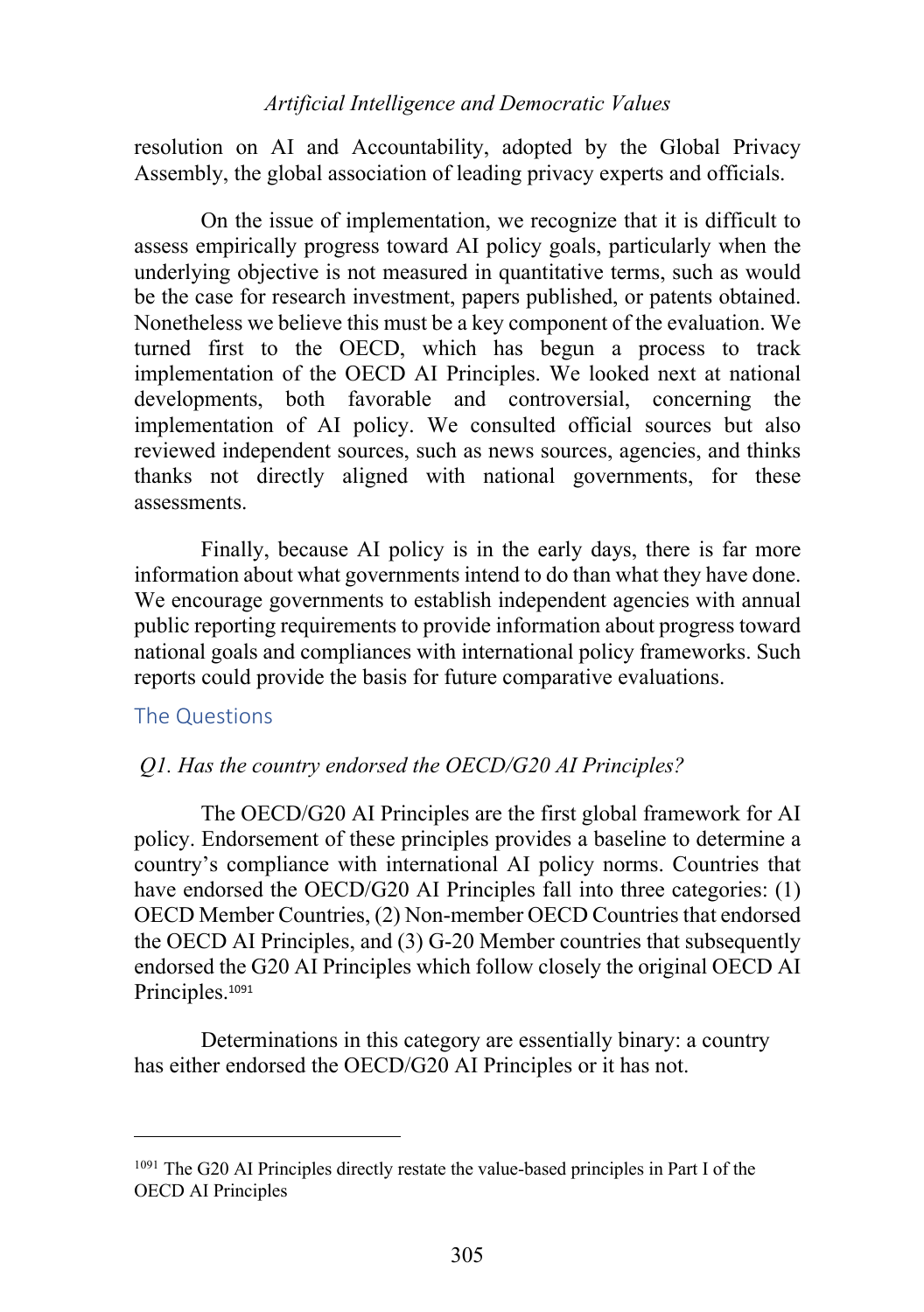resolution on AI and Accountability, adopted by the Global Privacy Assembly, the global association of leading privacy experts and officials.

On the issue of implementation, we recognize that it is difficult to assess empirically progress toward AI policy goals, particularly when the underlying objective is not measured in quantitative terms, such as would be the case for research investment, papers published, or patents obtained. Nonetheless we believe this must be a key component of the evaluation. We turned first to the OECD, which has begun a process to track implementation of the OECD AI Principles. We looked next at national developments, both favorable and controversial, concerning the implementation of AI policy. We consulted official sources but also reviewed independent sources, such as news sources, agencies, and thinks thanks not directly aligned with national governments, for these assessments.

Finally, because AI policy is in the early days, there is far more information about what governments intend to do than what they have done. We encourage governments to establish independent agencies with annual public reporting requirements to provide information about progress toward national goals and compliances with international policy frameworks. Such reports could provide the basis for future comparative evaluations.

## The Questions

### *Q1. Has the country endorsed the OECD/G20 AI Principles?*

The OECD/G20 AI Principles are the first global framework for AI policy. Endorsement of these principles provides a baseline to determine a country's compliance with international AI policy norms. Countries that have endorsed the OECD/G20 AI Principles fall into three categories: (1) OECD Member Countries, (2) Non-member OECD Countries that endorsed the OECD AI Principles, and (3) G-20 Member countries that subsequently endorsed the G20 AI Principles which follow closely the original OECD AI Principles.[1091]

Determinations in this category are essentially binary: a country has either endorsed the OECD/G20 AI Principles or it has not.

---

[1091] The G20 AI Principles directly restate the value-based principles in Part I of the OECD AI Principles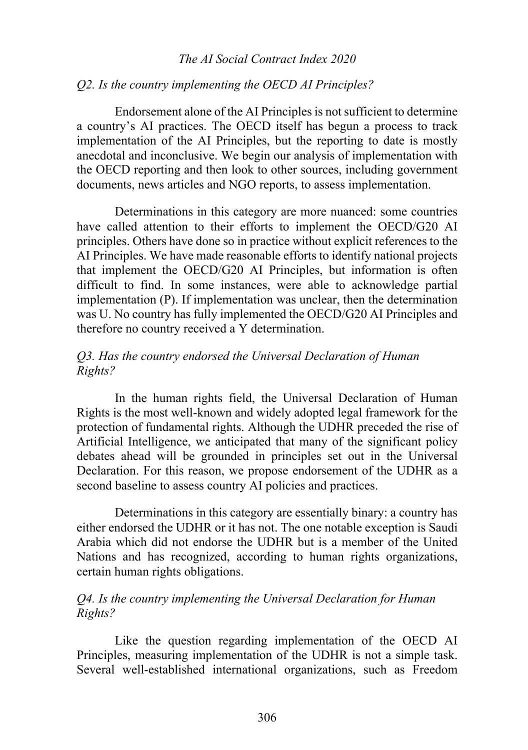*Q2. Is the country implementing the OECD AI Principles?*

Endorsement alone of the AI Principles is not sufficient to determine a country's AI practices. The OECD itself has begun a process to track implementation of the AI Principles, but the reporting to date is mostly anecdotal and inconclusive. We begin our analysis of implementation with the OECD reporting and then look to other sources, including government documents, news articles and NGO reports, to assess implementation.

Determinations in this category are more nuanced: some countries have called attention to their efforts to implement the OECD/G20 AI principles. Others have done so in practice without explicit references to the AI Principles. We have made reasonable efforts to identify national projects that implement the OECD/G20 AI Principles, but information is often difficult to find. In some instances, were able to acknowledge partial implementation (P). If implementation was unclear, then the determination was U. No country has fully implemented the OECD/G20 AI Principles and therefore no country received a Y determination.

*Q3. Has the country endorsed the Universal Declaration of Human Rights?*

In the human rights field, the Universal Declaration of Human Rights is the most well-known and widely adopted legal framework for the protection of fundamental rights. Although the UDHR preceded the rise of Artificial Intelligence, we anticipated that many of the significant policy debates ahead will be grounded in principles set out in the Universal Declaration. For this reason, we propose endorsement of the UDHR as a second baseline to assess country AI policies and practices.

Determinations in this category are essentially binary: a country has either endorsed the UDHR or it has not. The one notable exception is Saudi Arabia which did not endorse the UDHR but is a member of the United Nations and has recognized, according to human rights organizations, certain human rights obligations.

*Q4. Is the country implementing the Universal Declaration for Human Rights?*

Like the question regarding implementation of the OECD AI Principles, measuring implementation of the UDHR is not a simple task. Several well-established international organizations, such as Freedom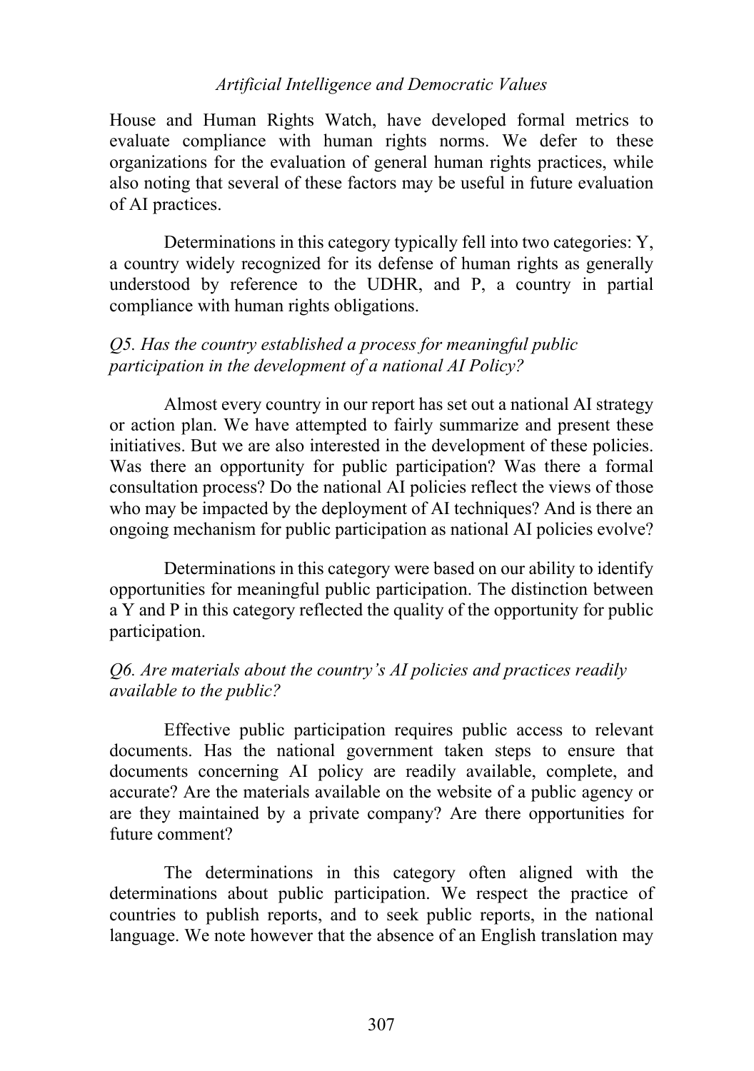House and Human Rights Watch, have developed formal metrics to evaluate compliance with human rights norms. We defer to these organizations for the evaluation of general human rights practices, while also noting that several of these factors may be useful in future evaluation of AI practices.

Determinations in this category typically fell into two categories: Y, a country widely recognized for its defense of human rights as generally understood by reference to the UDHR, and P, a country in partial compliance with human rights obligations.

*Q5. Has the country established a process for meaningful public participation in the development of a national AI Policy?*

Almost every country in our report has set out a national AI strategy or action plan. We have attempted to fairly summarize and present these initiatives. But we are also interested in the development of these policies. Was there an opportunity for public participation? Was there a formal consultation process? Do the national AI policies reflect the views of those who may be impacted by the deployment of AI techniques? And is there an ongoing mechanism for public participation as national AI policies evolve?

Determinations in this category were based on our ability to identify opportunities for meaningful public participation. The distinction between a Y and P in this category reflected the quality of the opportunity for public participation.

*Q6. Are materials about the country's AI policies and practices readily available to the public?*

Effective public participation requires public access to relevant documents. Has the national government taken steps to ensure that documents concerning AI policy are readily available, complete, and accurate? Are the materials available on the website of a public agency or are they maintained by a private company? Are there opportunities for future comment?

The determinations in this category often aligned with the determinations about public participation. We respect the practice of countries to publish reports, and to seek public reports, in the national language. We note however that the absence of an English translation may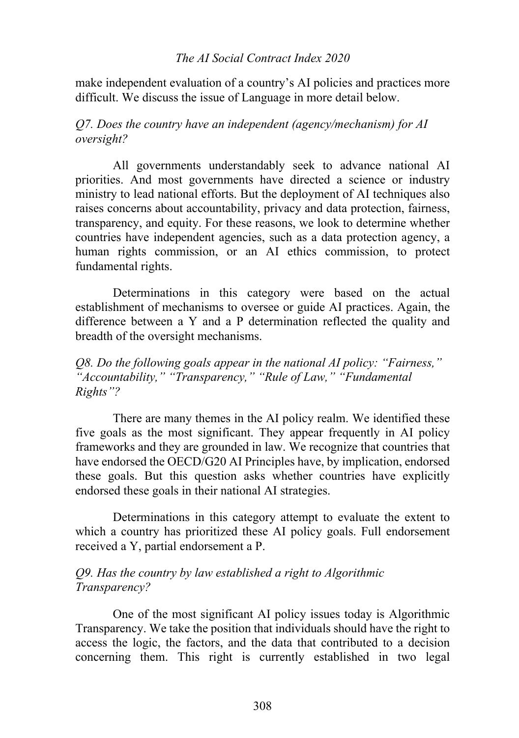make independent evaluation of a country's AI policies and practices more difficult. We discuss the issue of Language in more detail below.

*Q7. Does the country have an independent (agency/mechanism) for AI oversight?*

All governments understandably seek to advance national AI priorities. And most governments have directed a science or industry ministry to lead national efforts. But the deployment of AI techniques also raises concerns about accountability, privacy and data protection, fairness, transparency, and equity. For these reasons, we look to determine whether countries have independent agencies, such as a data protection agency, a human rights commission, or an AI ethics commission, to protect fundamental rights.

Determinations in this category were based on the actual establishment of mechanisms to oversee or guide AI practices. Again, the difference between a Y and a P determination reflected the quality and breadth of the oversight mechanisms.

*Q8. Do the following goals appear in the national AI policy: "Fairness," "Accountability," "Transparency," "Rule of Law," "Fundamental Rights"?*

There are many themes in the AI policy realm. We identified these five goals as the most significant. They appear frequently in AI policy frameworks and they are grounded in law. We recognize that countries that have endorsed the OECD/G20 AI Principles have, by implication, endorsed these goals. But this question asks whether countries have explicitly endorsed these goals in their national AI strategies.

Determinations in this category attempt to evaluate the extent to which a country has prioritized these AI policy goals. Full endorsement received a Y, partial endorsement a P.

*Q9. Has the country by law established a right to Algorithmic Transparency?*

One of the most significant AI policy issues today is Algorithmic Transparency. We take the position that individuals should have the right to access the logic, the factors, and the data that contributed to a decision concerning them. This right is currently established in two legal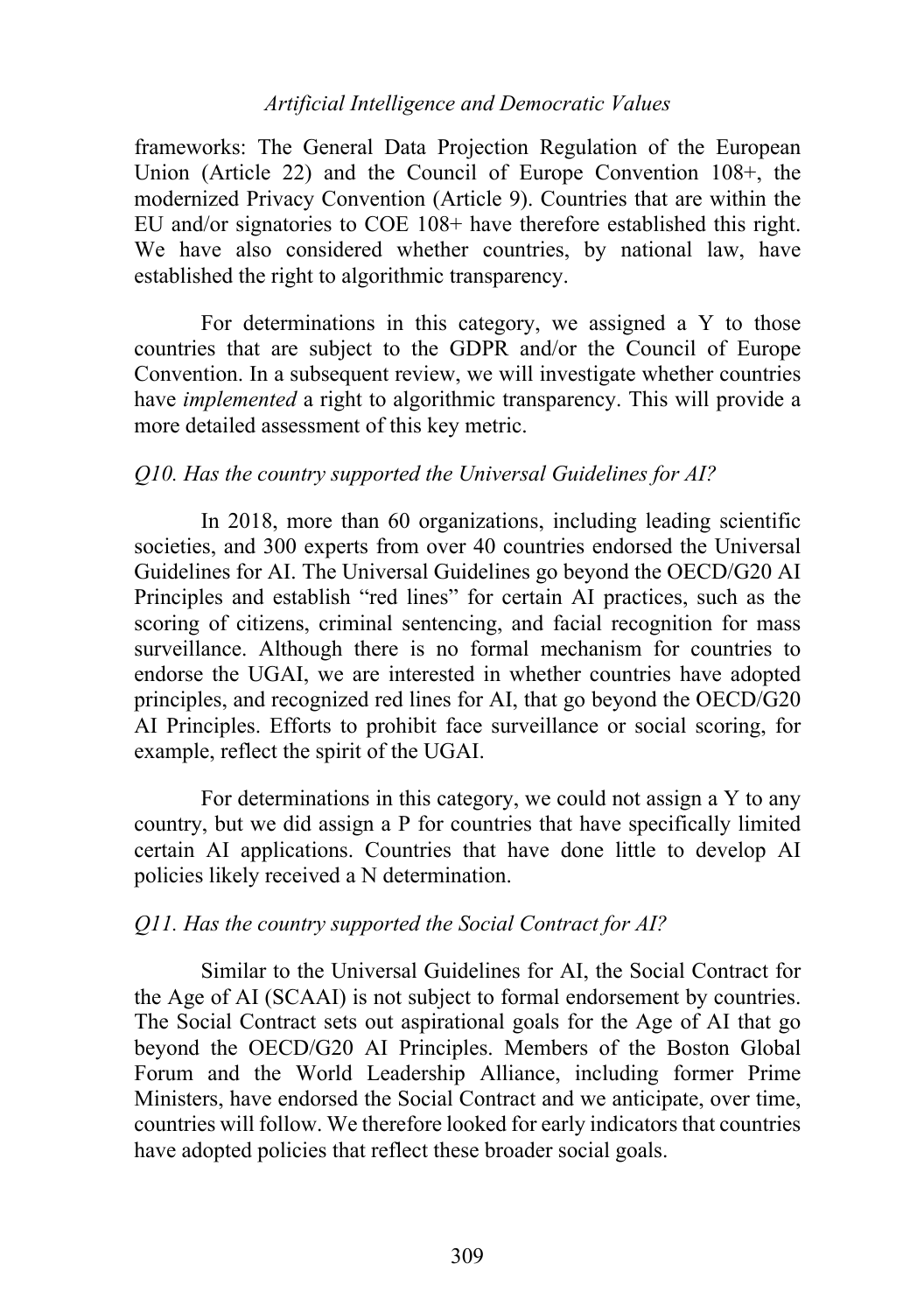frameworks: The General Data Projection Regulation of the European Union (Article 22) and the Council of Europe Convention 108+, the modernized Privacy Convention (Article 9). Countries that are within the EU and/or signatories to COE 108+ have therefore established this right. We have also considered whether countries, by national law, have established the right to algorithmic transparency.

For determinations in this category, we assigned a Y to those countries that are subject to the GDPR and/or the Council of Europe Convention. In a subsequent review, we will investigate whether countries have *implemented* a right to algorithmic transparency. This will provide a more detailed assessment of this key metric.

*Q10. Has the country supported the Universal Guidelines for AI?*

In 2018, more than 60 organizations, including leading scientific societies, and 300 experts from over 40 countries endorsed the Universal Guidelines for AI. The Universal Guidelines go beyond the OECD/G20 AI Principles and establish "red lines" for certain AI practices, such as the scoring of citizens, criminal sentencing, and facial recognition for mass surveillance. Although there is no formal mechanism for countries to endorse the UGAI, we are interested in whether countries have adopted principles, and recognized red lines for AI, that go beyond the OECD/G20 AI Principles. Efforts to prohibit face surveillance or social scoring, for example, reflect the spirit of the UGAI.

For determinations in this category, we could not assign a Y to any country, but we did assign a P for countries that have specifically limited certain AI applications. Countries that have done little to develop AI policies likely received a N determination.

*Q11. Has the country supported the Social Contract for AI?*

Similar to the Universal Guidelines for AI, the Social Contract for the Age of AI (SCAAI) is not subject to formal endorsement by countries. The Social Contract sets out aspirational goals for the Age of AI that go beyond the OECD/G20 AI Principles. Members of the Boston Global Forum and the World Leadership Alliance, including former Prime Ministers, have endorsed the Social Contract and we anticipate, over time, countries will follow. We therefore looked for early indicators that countries have adopted policies that reflect these broader social goals.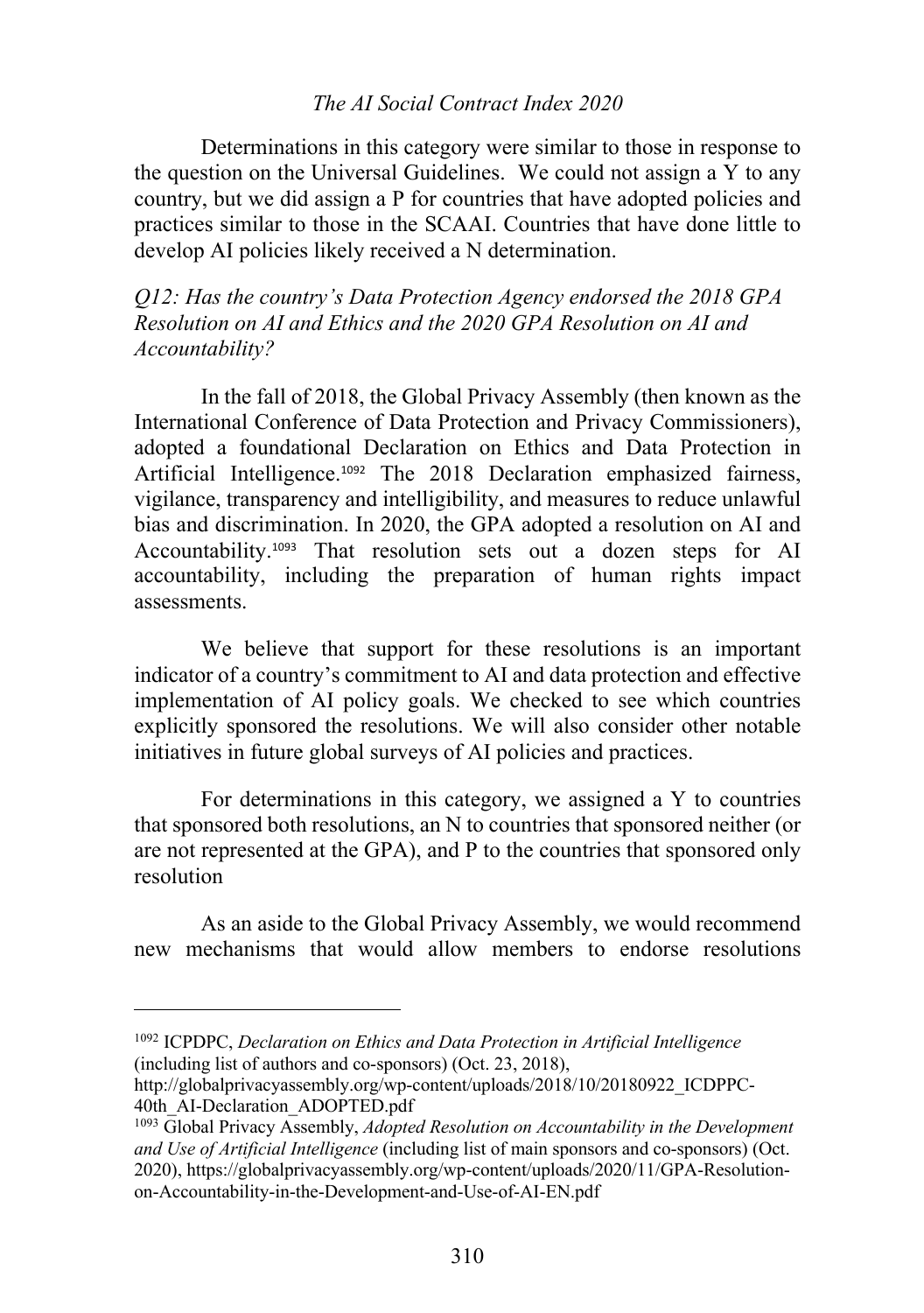Determinations in this category were similar to those in response to the question on the Universal Guidelines. We could not assign a Y to any country, but we did assign a P for countries that have adopted policies and practices similar to those in the SCAAI. Countries that have done little to develop AI policies likely received a N determination.

*Q12: Has the country's Data Protection Agency endorsed the 2018 GPA Resolution on AI and Ethics and the 2020 GPA Resolution on AI and Accountability?*

In the fall of 2018, the Global Privacy Assembly (then known as the International Conference of Data Protection and Privacy Commissioners), adopted a foundational Declaration on Ethics and Data Protection in Artificial Intelligence.[1092] The 2018 Declaration emphasized fairness, vigilance, transparency and intelligibility, and measures to reduce unlawful bias and discrimination. In 2020, the GPA adopted a resolution on AI and Accountability.[1093] That resolution sets out a dozen steps for AI accountability, including the preparation of human rights impact assessments.

We believe that support for these resolutions is an important indicator of a country's commitment to AI and data protection and effective implementation of AI policy goals. We checked to see which countries explicitly sponsored the resolutions. We will also consider other notable initiatives in future global surveys of AI policies and practices.

For determinations in this category, we assigned a Y to countries that sponsored both resolutions, an N to countries that sponsored neither (or are not represented at the GPA), and P to the countries that sponsored only resolution

As an aside to the Global Privacy Assembly, we would recommend new mechanisms that would allow members to endorse resolutions

---

[1092] ICPDPC, *Declaration on Ethics and Data Protection in Artificial Intelligence* (including list of authors and co-sponsors) (Oct. 23, 2018), http://globalprivacyassembly.org/wp-content/uploads/2018/10/20180922_ICDPPC-40th_AI-Declaration_ADOPTED.pdf

[1093] Global Privacy Assembly, *Adopted Resolution on Accountability in the Development and Use of Artificial Intelligence* (including list of main sponsors and co-sponsors) (Oct. 2020), https://globalprivacyassembly.org/wp-content/uploads/2020/11/GPA-Resolution-on-Accountability-in-the-Development-and-Use-of-AI-EN.pdf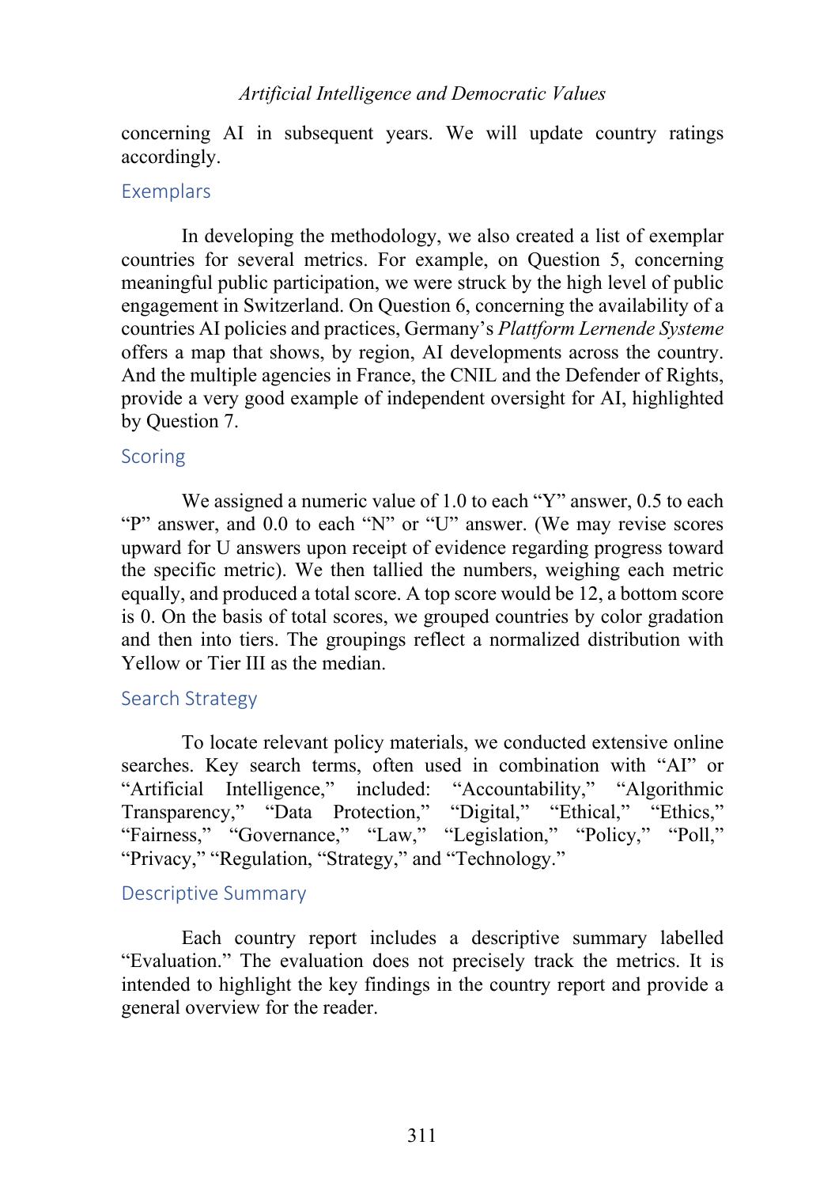concerning AI in subsequent years. We will update country ratings accordingly.

## Exemplars

In developing the methodology, we also created a list of exemplar countries for several metrics. For example, on Question 5, concerning meaningful public participation, we were struck by the high level of public engagement in Switzerland. On Question 6, concerning the availability of a countries AI policies and practices, Germany's *Plattform Lernende Systeme* offers a map that shows, by region, AI developments across the country. And the multiple agencies in France, the CNIL and the Defender of Rights, provide a very good example of independent oversight for AI, highlighted by Question 7.

## Scoring

We assigned a numeric value of 1.0 to each "Y" answer, 0.5 to each "P" answer, and 0.0 to each "N" or "U" answer. (We may revise scores upward for U answers upon receipt of evidence regarding progress toward the specific metric). We then tallied the numbers, weighing each metric equally, and produced a total score. A top score would be 12, a bottom score is 0. On the basis of total scores, we grouped countries by color gradation and then into tiers. The groupings reflect a normalized distribution with Yellow or Tier III as the median.

## Search Strategy

To locate relevant policy materials, we conducted extensive online searches. Key search terms, often used in combination with "AI" or "Artificial Intelligence," included: "Accountability," "Algorithmic Transparency," "Data Protection," "Digital," "Ethical," "Ethics," "Fairness," "Governance," "Law," "Legislation," "Policy," "Poll," "Privacy," "Regulation, "Strategy," and "Technology."

## Descriptive Summary

Each country report includes a descriptive summary labelled "Evaluation." The evaluation does not precisely track the metrics. It is intended to highlight the key findings in the country report and provide a general overview for the reader.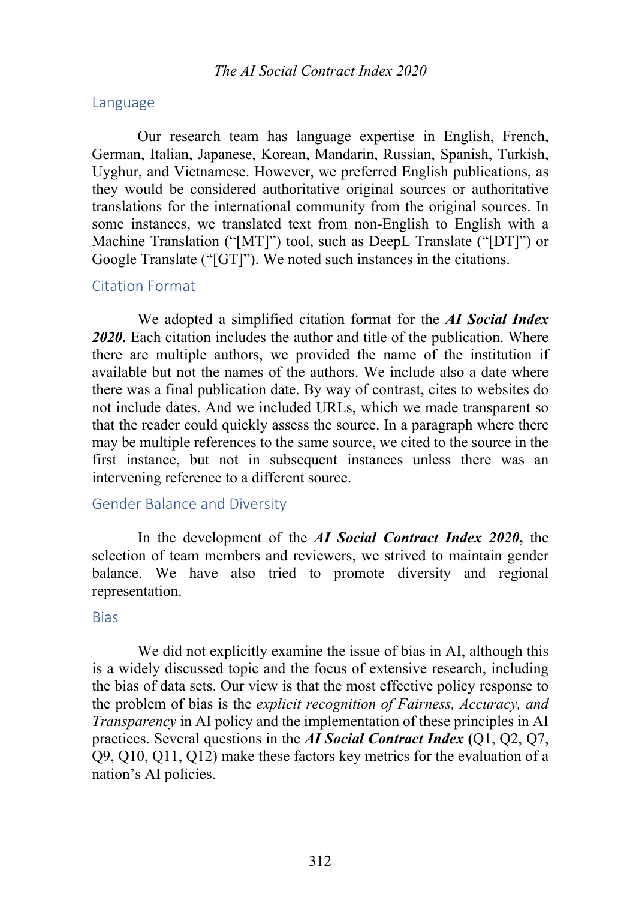## Language

Our research team has language expertise in English, French, German, Italian, Japanese, Korean, Mandarin, Russian, Spanish, Turkish, Uyghur, and Vietnamese. However, we preferred English publications, as they would be considered authoritative original sources or authoritative translations for the international community from the original sources. In some instances, we translated text from non-English to English with a Machine Translation ("[MT]") tool, such as DeepL Translate ("[DT]") or Google Translate ("[GT]"). We noted such instances in the citations.

## Citation Format

We adopted a simplified citation format for the ***AI Social Index 2020***. Each citation includes the author and title of the publication. Where there are multiple authors, we provided the name of the institution if available but not the names of the authors. We include also a date where there was a final publication date. By way of contrast, cites to websites do not include dates. And we included URLs, which we made transparent so that the reader could quickly assess the source. In a paragraph where there may be multiple references to the same source, we cited to the source in the first instance, but not in subsequent instances unless there was an intervening reference to a different source.

## Gender Balance and Diversity

In the development of the ***AI Social Contract Index 2020***, the selection of team members and reviewers, we strived to maintain gender balance. We have also tried to promote diversity and regional representation.

## Bias

We did not explicitly examine the issue of bias in AI, although this is a widely discussed topic and the focus of extensive research, including the bias of data sets. Our view is that the most effective policy response to the problem of bias is the *explicit recognition of Fairness, Accuracy, and Transparency* in AI policy and the implementation of these principles in AI practices. Several questions in the ***AI Social Contract Index*** (Q1, Q2, Q7, Q9, Q10, Q11, Q12) make these factors key metrics for the evaluation of a nation's AI policies.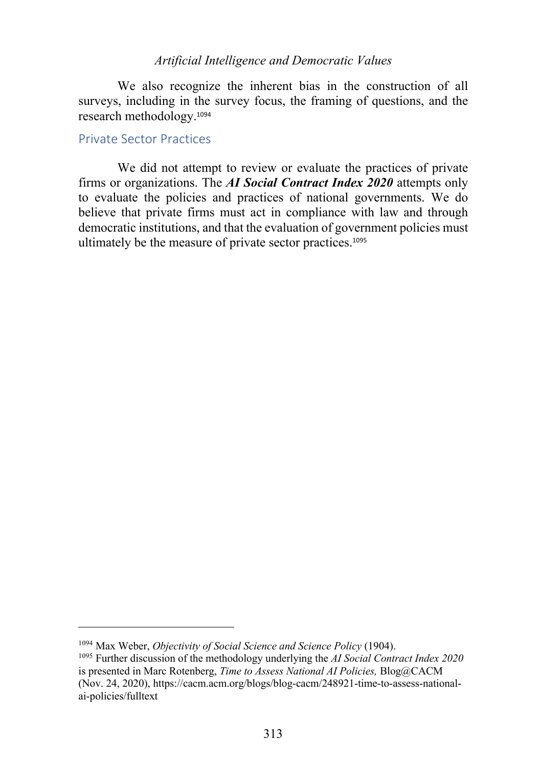We also recognize the inherent bias in the construction of all surveys, including in the survey focus, the framing of questions, and the research methodology.[1094]

## Private Sector Practices

We did not attempt to review or evaluate the practices of private firms or organizations. The ***AI Social Contract Index 2020*** attempts only to evaluate the policies and practices of national governments. We do believe that private firms must act in compliance with law and through democratic institutions, and that the evaluation of government policies must ultimately be the measure of private sector practices.[1095]

---

[1094] Max Weber, *Objectivity of Social Science and Science Policy* (1904).

[1095] Further discussion of the methodology underlying the *AI Social Contract Index 2020* is presented in Marc Rotenberg, *Time to Assess National AI Policies,* Blog@CACM (Nov. 24, 2020), https://cacm.acm.org/blogs/blog-cacm/248921-time-to-assess-national-ai-policies/fulltext